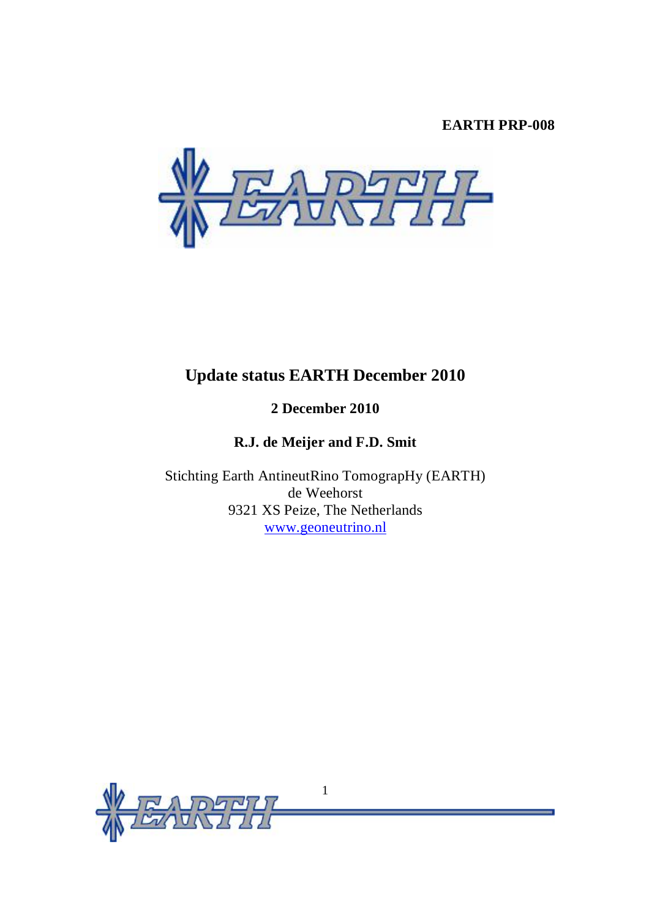**EARTH PRP-008**

# Update status EARTH December 2010

**2 December 2010**

**R.J. de Meijer and F.D. Smit**

Stichting Earth AntineutRino TomograpHy (EARTH)
de Weehorst
9321 XS Peize, The Netherlands
www.geoneutrino.nl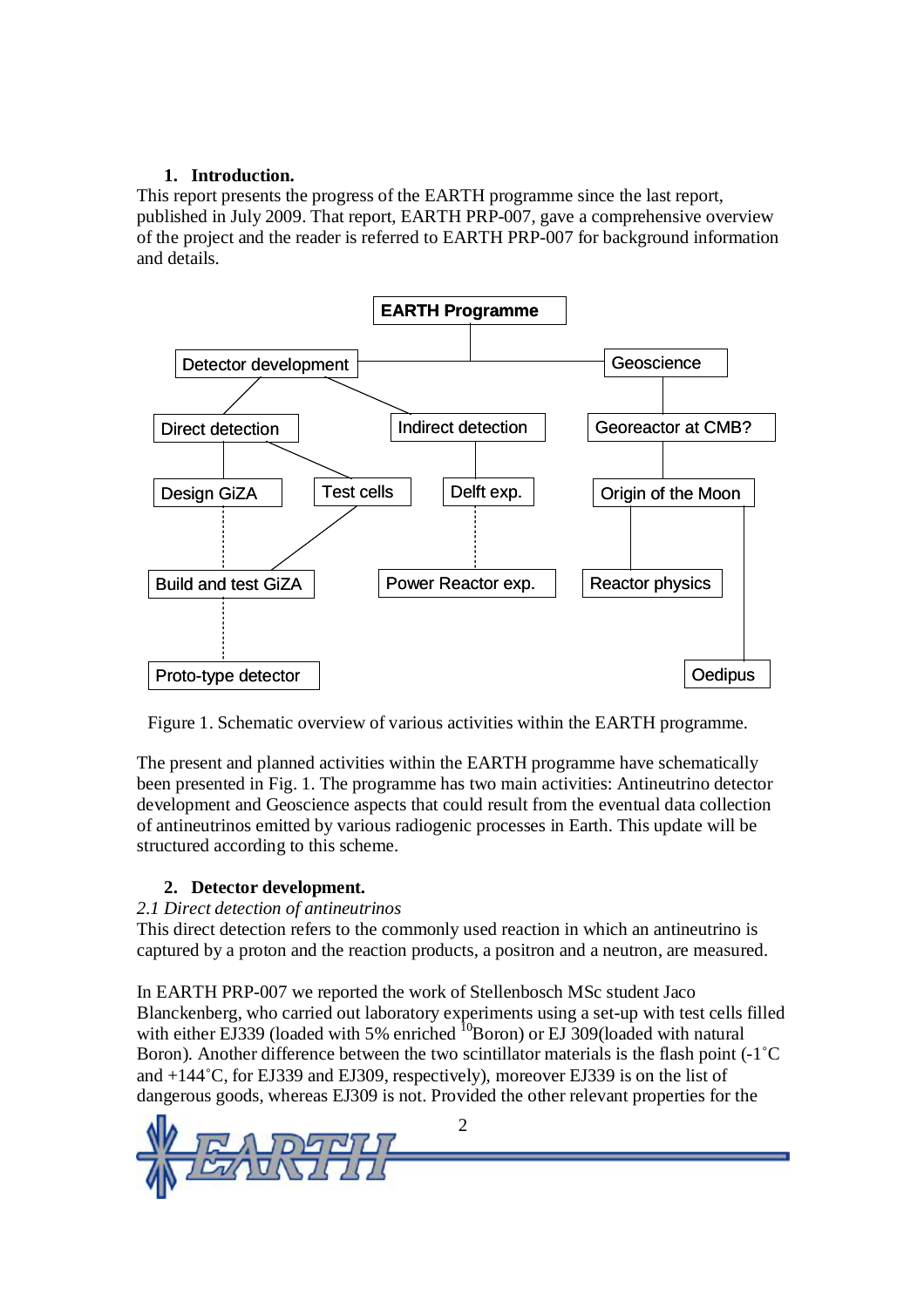## 1. Introduction.

This report presents the progress of the EARTH programme since the last report, published in July 2009. That report, EARTH PRP-007, gave a comprehensive overview of the project and the reader is referred to EARTH PRP-007 for background information and details.

Figure 1. Schematic overview of various activities within the EARTH programme.

The present and planned activities within the EARTH programme have schematically been presented in Fig. 1. The programme has two main activities: Antineutrino detector development and Geoscience aspects that could result from the eventual data collection of antineutrinos emitted by various radiogenic processes in Earth. This update will be structured according to this scheme.

## 2. Detector development.

*2.1 Direct detection of antineutrinos*

This direct detection refers to the commonly used reaction in which an antineutrino is captured by a proton and the reaction products, a positron and a neutron, are measured.

In EARTH PRP-007 we reported the work of Stellenbosch MSc student Jaco Blanckenberg, who carried out laboratory experiments using a set-up with test cells filled with either EJ339 (loaded with 5% enriched $^{10}$Boron) or EJ 309(loaded with natural Boron). Another difference between the two scintillator materials is the flash point (-1˚C and +144˚C, for EJ339 and EJ309, respectively), moreover EJ339 is on the list of dangerous goods, whereas EJ309 is not. Provided the other relevant properties for the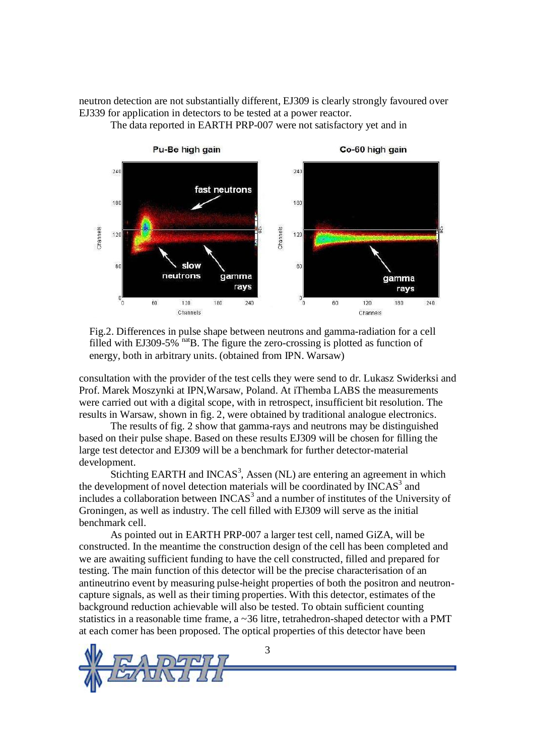neutron detection are not substantially different, EJ309 is clearly strongly favoured over EJ339 for application in detectors to be tested at a power reactor.

The data reported in EARTH PRP-007 were not satisfactory yet and in

Fig.2. Differences in pulse shape between neutrons and gamma-radiation for a cell filled with EJ309-5% $^{nat}$B. The figure the zero-crossing is plotted as function of energy, both in arbitrary units. (obtained from IPN. Warsaw)

consultation with the provider of the test cells they were send to dr. Lukasz Swiderksi and Prof. Marek Moszynki at IPN,Warsaw, Poland. At iThemba LABS the measurements were carried out with a digital scope, with in retrospect, insufficient bit resolution. The results in Warsaw, shown in fig. 2, were obtained by traditional analogue electronics.

The results of fig. 2 show that gamma-rays and neutrons may be distinguished based on their pulse shape. Based on these results EJ309 will be chosen for filling the large test detector and EJ309 will be a benchmark for further detector-material development.

Stichting EARTH and INCAS[3], Assen (NL) are entering an agreement in which the development of novel detection materials will be coordinated by INCAS[3] and includes a collaboration between INCAS[3] and a number of institutes of the University of Groningen, as well as industry. The cell filled with EJ309 will serve as the initial benchmark cell.

As pointed out in EARTH PRP-007 a larger test cell, named GiZA, will be constructed. In the meantime the construction design of the cell has been completed and we are awaiting sufficient funding to have the cell constructed, filled and prepared for testing. The main function of this detector will be the precise characterisation of an antineutrino event by measuring pulse-height properties of both the positron and neutron-capture signals, as well as their timing properties. With this detector, estimates of the background reduction achievable will also be tested. To obtain sufficient counting statistics in a reasonable time frame, a ~36 litre, tetrahedron-shaped detector with a PMT at each corner has been proposed. The optical properties of this detector have been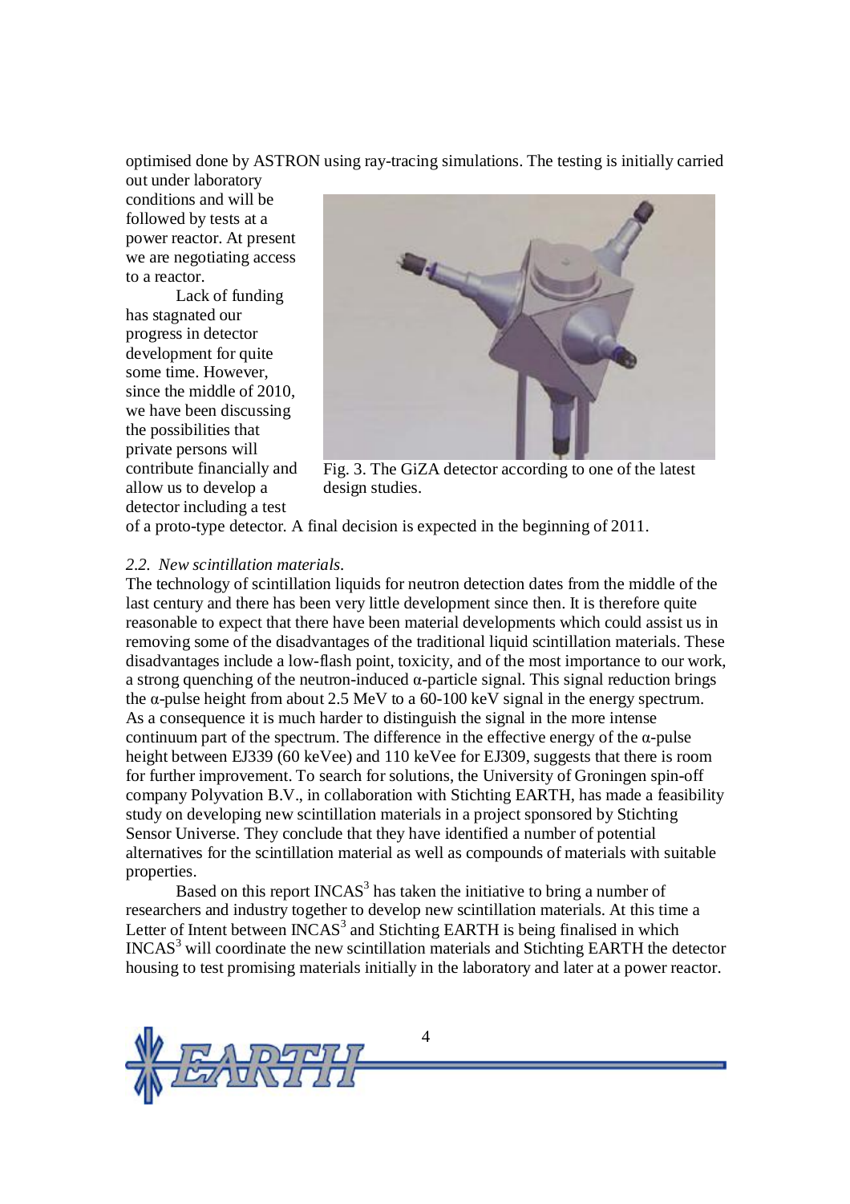optimised done by ASTRON using ray-tracing simulations. The testing is initially carried out under laboratory conditions and will be followed by tests at a power reactor. At present we are negotiating access to a reactor.

Lack of funding has stagnated our progress in detector development for quite some time. However, since the middle of 2010, we have been discussing the possibilities that private persons will contribute financially and allow us to develop a detector including a test of a proto-type detector. A final decision is expected in the beginning of 2011.

Fig. 3. The GiZA detector according to one of the latest design studies.

*2.2. New scintillation materials.*

The technology of scintillation liquids for neutron detection dates from the middle of the last century and there has been very little development since then. It is therefore quite reasonable to expect that there have been material developments which could assist us in removing some of the disadvantages of the traditional liquid scintillation materials. These disadvantages include a low-flash point, toxicity, and of the most importance to our work, a strong quenching of the neutron-induced $\alpha$-particle signal. This signal reduction brings the $\alpha$-pulse height from about 2.5 MeV to a 60-100 keV signal in the energy spectrum. As a consequence it is much harder to distinguish the signal in the more intense continuum part of the spectrum. The difference in the effective energy of the $\alpha$-pulse height between EJ339 (60 keVee) and 110 keVee for EJ309, suggests that there is room for further improvement. To search for solutions, the University of Groningen spin-off company Polyvation B.V., in collaboration with Stichting EARTH, has made a feasibility study on developing new scintillation materials in a project sponsored by Stichting Sensor Universe. They conclude that they have identified a number of potential alternatives for the scintillation material as well as compounds of materials with suitable properties.

Based on this report INCAS[3] has taken the initiative to bring a number of researchers and industry together to develop new scintillation materials. At this time a Letter of Intent between INCAS[3] and Stichting EARTH is being finalised in which INCAS[3] will coordinate the new scintillation materials and Stichting EARTH the detector housing to test promising materials initially in the laboratory and later at a power reactor.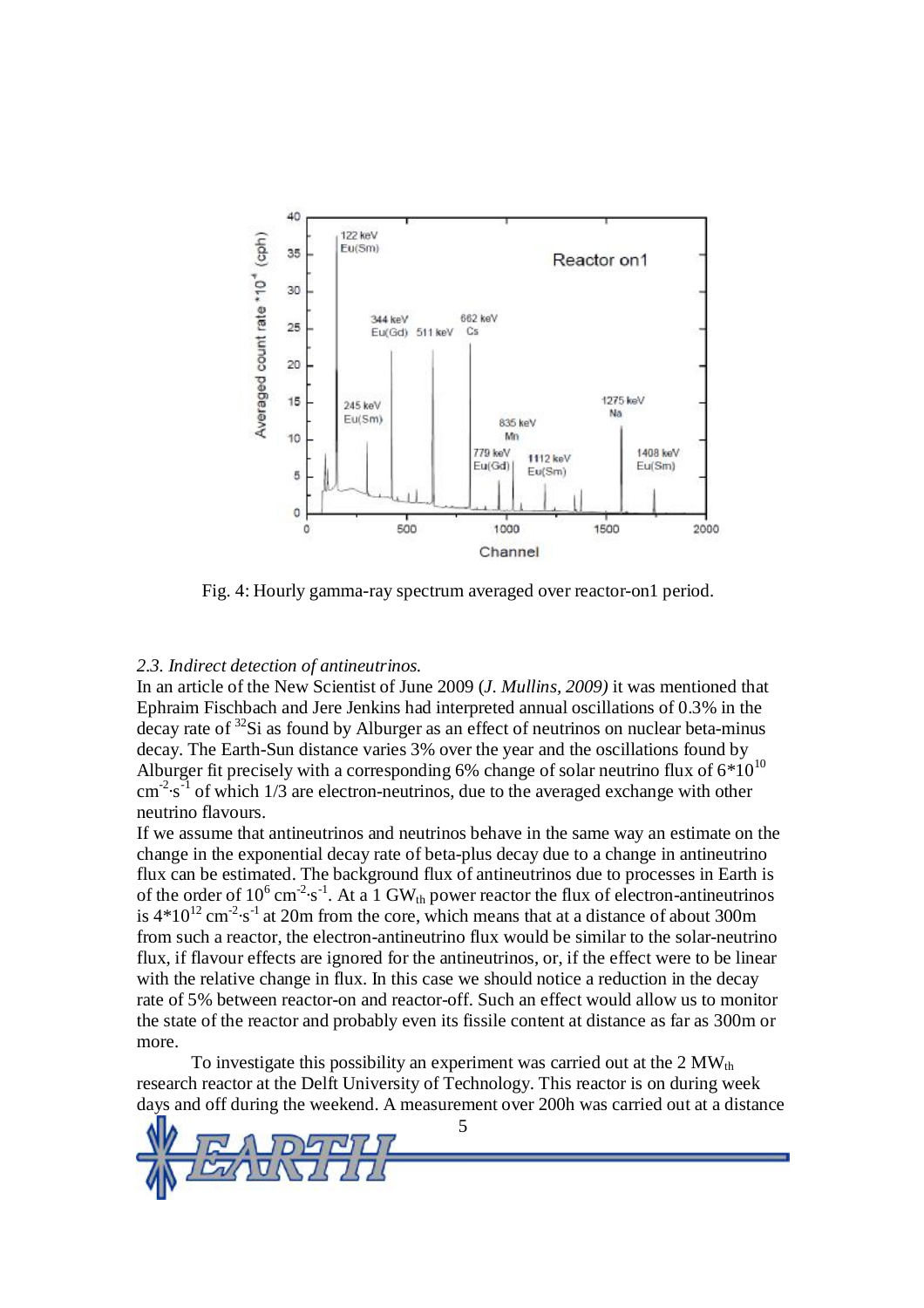Fig. 4: Hourly gamma-ray spectrum averaged over reactor-on1 period.

*2.3. Indirect detection of antineutrinos.*

In an article of the New Scientist of June 2009 (*J. Mullins, 2009)* it was mentioned that Ephraim Fischbach and Jere Jenkins had interpreted annual oscillations of 0.3% in the decay rate of $^{32}Si$ as found by Alburger as an effect of neutrinos on nuclear beta-minus decay. The Earth-Sun distance varies 3% over the year and the oscillations found by Alburger fit precisely with a corresponding 6% change of solar neutrino flux of $6*10^{10}$ $cm^{-2}\cdot s^{-1}$ of which 1/3 are electron-neutrinos, due to the averaged exchange with other neutrino flavours.

If we assume that antineutrinos and neutrinos behave in the same way an estimate on the change in the exponential decay rate of beta-plus decay due to a change in antineutrino flux can be estimated. The background flux of antineutrinos due to processes in Earth is of the order of $10^6$ $cm^{-2}\cdot s^{-1}$. At a 1 $GW_{th}$ power reactor the flux of electron-antineutrinos is $4*10^{12}$ $cm^{-2}\cdot s^{-1}$ at 20m from the core, which means that at a distance of about 300m from such a reactor, the electron-antineutrino flux would be similar to the solar-neutrino flux, if flavour effects are ignored for the antineutrinos, or, if the effect were to be linear with the relative change in flux. In this case we should notice a reduction in the decay rate of 5% between reactor-on and reactor-off. Such an effect would allow us to monitor the state of the reactor and probably even its fissile content at distance as far as 300m or more.

To investigate this possibility an experiment was carried out at the 2 $MW_{th}$ research reactor at the Delft University of Technology. This reactor is on during week days and off during the weekend. A measurement over 200h was carried out at a distance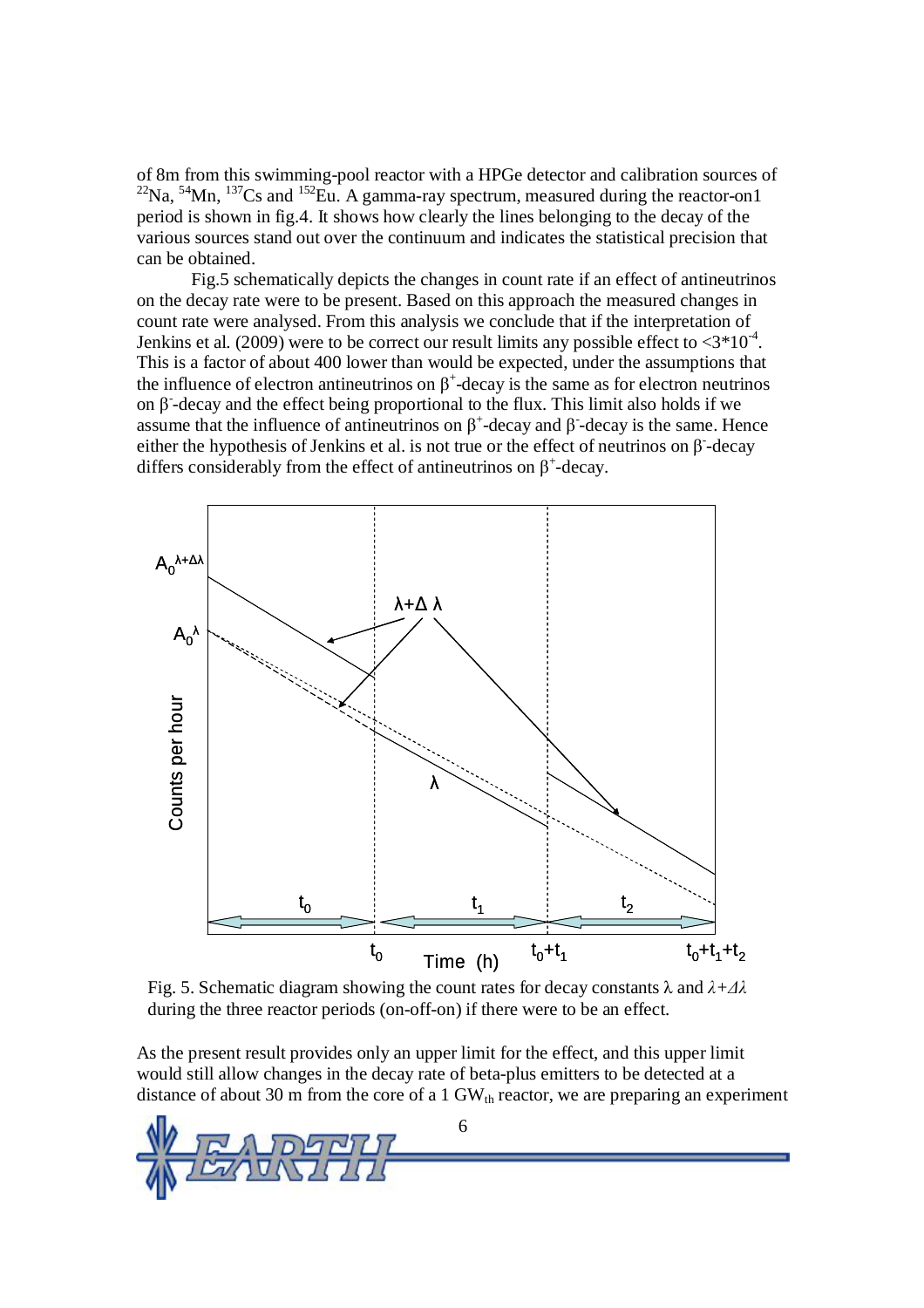of 8m from this swimming-pool reactor with a HPGe detector and calibration sources of $^{22}$Na, $^{54}$Mn, $^{137}$Cs and $^{152}$Eu. A gamma-ray spectrum, measured during the reactor-on1 period is shown in fig.4. It shows how clearly the lines belonging to the decay of the various sources stand out over the continuum and indicates the statistical precision that can be obtained.

Fig.5 schematically depicts the changes in count rate if an effect of antineutrinos on the decay rate were to be present. Based on this approach the measured changes in count rate were analysed. From this analysis we conclude that if the interpretation of Jenkins et al. (2009) were to be correct our result limits any possible effect to $<3*10^{-4}$. This is a factor of about 400 lower than would be expected, under the assumptions that the influence of electron antineutrinos on $\beta^+$-decay is the same as for electron neutrinos on $\beta^-$-decay and the effect being proportional to the flux. This limit also holds if we assume that the influence of antineutrinos on $\beta^+$-decay and $\beta^-$-decay is the same. Hence either the hypothesis of Jenkins et al. is not true or the effect of neutrinos on $\beta^-$-decay differs considerably from the effect of antineutrinos on $\beta^+$-decay.

Fig. 5. Schematic diagram showing the count rates for decay constants $\lambda$ and $\lambda+\Delta\lambda$ during the three reactor periods (on-off-on) if there were to be an effect.

As the present result provides only an upper limit for the effect, and this upper limit would still allow changes in the decay rate of beta-plus emitters to be detected at a distance of about 30 m from the core of a 1 $GW_{th}$ reactor, we are preparing an experiment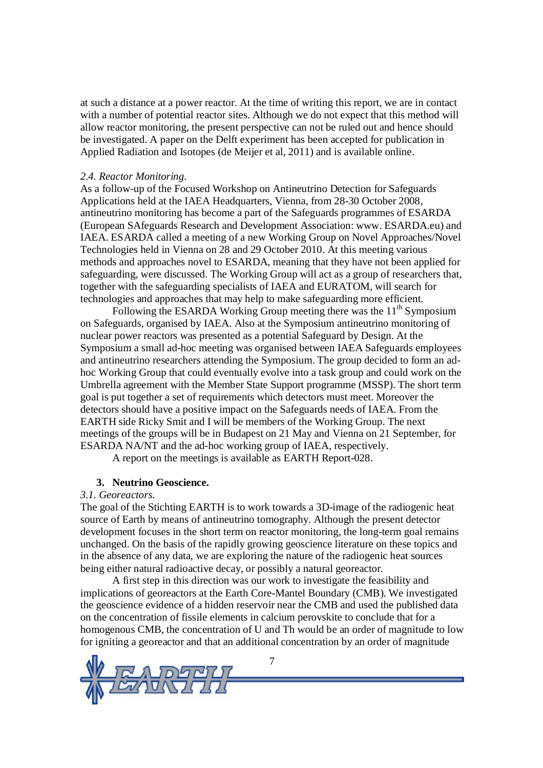at such a distance at a power reactor. At the time of writing this report, we are in contact with a number of potential reactor sites. Although we do not expect that this method will allow reactor monitoring, the present perspective can not be ruled out and hence should be investigated. A paper on the Delft experiment has been accepted for publication in Applied Radiation and Isotopes (de Meijer et al, 2011) and is available online.

*2.4. Reactor Monitoring.*

As a follow-up of the Focused Workshop on Antineutrino Detection for Safeguards Applications held at the IAEA Headquarters, Vienna, from 28-30 October 2008, antineutrino monitoring has become a part of the Safeguards programmes of ESARDA (European SAfeguards Research and Development Association: www. ESARDA.eu) and IAEA. ESARDA called a meeting of a new Working Group on Novel Approaches/Novel Technologies held in Vienna on 28 and 29 October 2010. At this meeting various methods and approaches novel to ESARDA, meaning that they have not been applied for safeguarding, were discussed. The Working Group will act as a group of researchers that, together with the safeguarding specialists of IAEA and EURATOM, will search for technologies and approaches that may help to make safeguarding more efficient.

Following the ESARDA Working Group meeting there was the 11th Symposium on Safeguards, organised by IAEA. Also at the Symposium antineutrino monitoring of nuclear power reactors was presented as a potential Safeguard by Design. At the Symposium a small ad-hoc meeting was organised between IAEA Safeguards employees and antineutrino researchers attending the Symposium. The group decided to form an ad-hoc Working Group that could eventually evolve into a task group and could work on the Umbrella agreement with the Member State Support programme (MSSP). The short term goal is put together a set of requirements which detectors must meet. Moreover the detectors should have a positive impact on the Safeguards needs of IAEA. From the EARTH side Ricky Smit and I will be members of the Working Group. The next meetings of the groups will be in Budapest on 21 May and Vienna on 21 September, for ESARDA NA/NT and the ad-hoc working group of IAEA, respectively.

A report on the meetings is available as EARTH Report-028.

## 3. Neutrino Geoscience.

*3.1. Georeactors.*

The goal of the Stichting EARTH is to work towards a 3D-image of the radiogenic heat source of Earth by means of antineutrino tomography. Although the present detector development focuses in the short term on reactor monitoring, the long-term goal remains unchanged. On the basis of the rapidly growing geoscience literature on these topics and in the absence of any data, we are exploring the nature of the radiogenic heat sources being either natural radioactive decay, or possibly a natural georeactor.

A first step in this direction was our work to investigate the feasibility and implications of georeactors at the Earth Core-Mantel Boundary (CMB). We investigated the geoscience evidence of a hidden reservoir near the CMB and used the published data on the concentration of fissile elements in calcium perovskite to conclude that for a homogenous CMB, the concentration of U and Th would be an order of magnitude to low for igniting a georeactor and that an additional concentration by an order of magnitude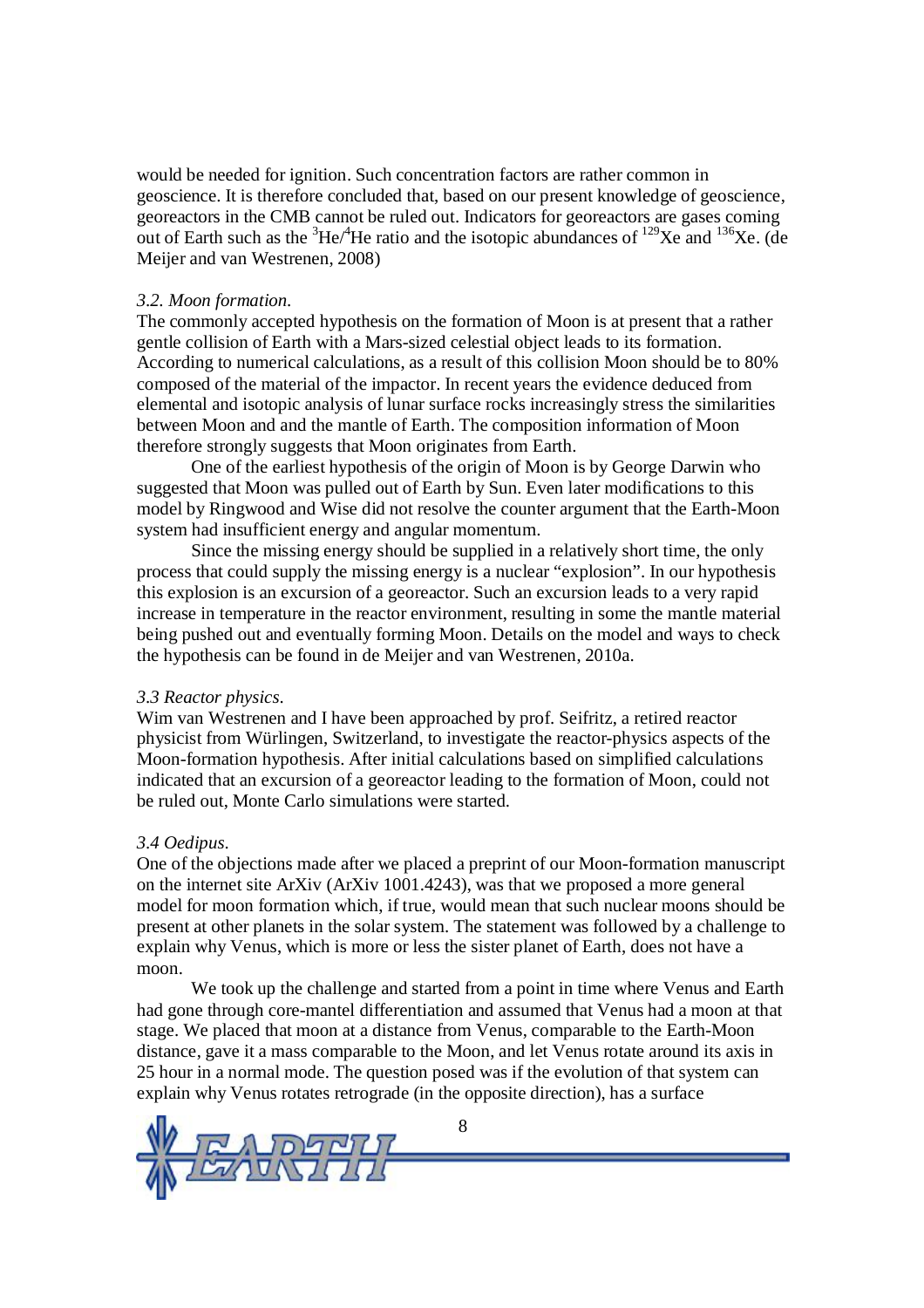would be needed for ignition. Such concentration factors are rather common in geoscience. It is therefore concluded that, based on our present knowledge of geoscience, georeactors in the CMB cannot be ruled out. Indicators for georeactors are gases coming out of Earth such as the $^{3}He/^{4}He$ ratio and the isotopic abundances of $^{129}Xe$ and $^{136}Xe$. (de Meijer and van Westrenen, 2008)

### *3.2. Moon formation.*

The commonly accepted hypothesis on the formation of Moon is at present that a rather gentle collision of Earth with a Mars-sized celestial object leads to its formation. According to numerical calculations, as a result of this collision Moon should be to 80% composed of the material of the impactor. In recent years the evidence deduced from elemental and isotopic analysis of lunar surface rocks increasingly stress the similarities between Moon and and the mantle of Earth. The composition information of Moon therefore strongly suggests that Moon originates from Earth.

One of the earliest hypothesis of the origin of Moon is by George Darwin who suggested that Moon was pulled out of Earth by Sun. Even later modifications to this model by Ringwood and Wise did not resolve the counter argument that the Earth-Moon system had insufficient energy and angular momentum.

Since the missing energy should be supplied in a relatively short time, the only process that could supply the missing energy is a nuclear "explosion". In our hypothesis this explosion is an excursion of a georeactor. Such an excursion leads to a very rapid increase in temperature in the reactor environment, resulting in some the mantle material being pushed out and eventually forming Moon. Details on the model and ways to check the hypothesis can be found in de Meijer and van Westrenen, 2010a.

### *3.3 Reactor physics.*

Wim van Westrenen and I have been approached by prof. Seifritz, a retired reactor physicist from Würlingen, Switzerland, to investigate the reactor-physics aspects of the Moon-formation hypothesis. After initial calculations based on simplified calculations indicated that an excursion of a georeactor leading to the formation of Moon, could not be ruled out, Monte Carlo simulations were started.

### *3.4 Oedipus.*

One of the objections made after we placed a preprint of our Moon-formation manuscript on the internet site ArXiv (ArXiv 1001.4243), was that we proposed a more general model for moon formation which, if true, would mean that such nuclear moons should be present at other planets in the solar system. The statement was followed by a challenge to explain why Venus, which is more or less the sister planet of Earth, does not have a moon.

We took up the challenge and started from a point in time where Venus and Earth had gone through core-mantel differentiation and assumed that Venus had a moon at that stage. We placed that moon at a distance from Venus, comparable to the Earth-Moon distance, gave it a mass comparable to the Moon, and let Venus rotate around its axis in 25 hour in a normal mode. The question posed was if the evolution of that system can explain why Venus rotates retrograde (in the opposite direction), has a surface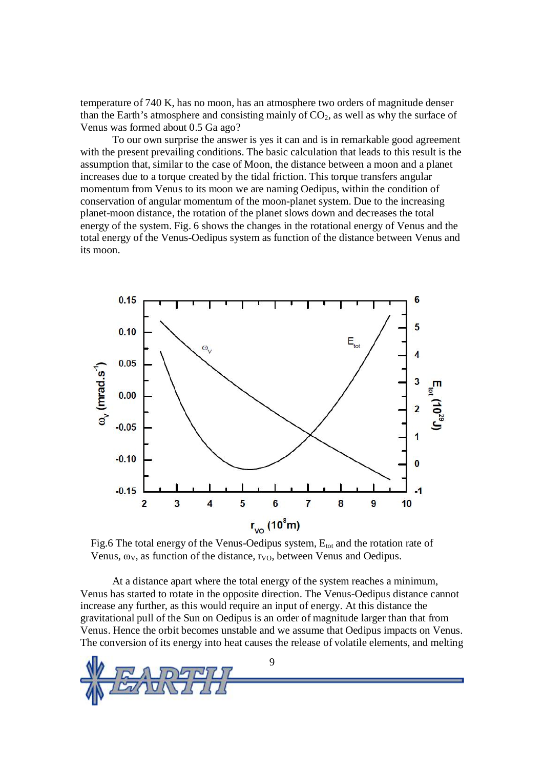temperature of 740 K, has no moon, has an atmosphere two orders of magnitude denser than the Earth's atmosphere and consisting mainly of $CO_2$, as well as why the surface of Venus was formed about 0.5 Ga ago?

To our own surprise the answer is yes it can and is in remarkable good agreement with the present prevailing conditions. The basic calculation that leads to this result is the assumption that, similar to the case of Moon, the distance between a moon and a planet increases due to a torque created by the tidal friction. This torque transfers angular momentum from Venus to its moon we are naming Oedipus, within the condition of conservation of angular momentum of the moon-planet system. Due to the increasing planet-moon distance, the rotation of the planet slows down and decreases the total energy of the system. Fig. 6 shows the changes in the rotational energy of Venus and the total energy of the Venus-Oedipus system as function of the distance between Venus and its moon.

Fig.6 The total energy of the Venus-Oedipus system, $E_{tot}$ and the rotation rate of Venus, $\omega_V$, as function of the distance, $r_{VO}$, between Venus and Oedipus.

At a distance apart where the total energy of the system reaches a minimum, Venus has started to rotate in the opposite direction. The Venus-Oedipus distance cannot increase any further, as this would require an input of energy. At this distance the gravitational pull of the Sun on Oedipus is an order of magnitude larger than that from Venus. Hence the orbit becomes unstable and we assume that Oedipus impacts on Venus. The conversion of its energy into heat causes the release of volatile elements, and melting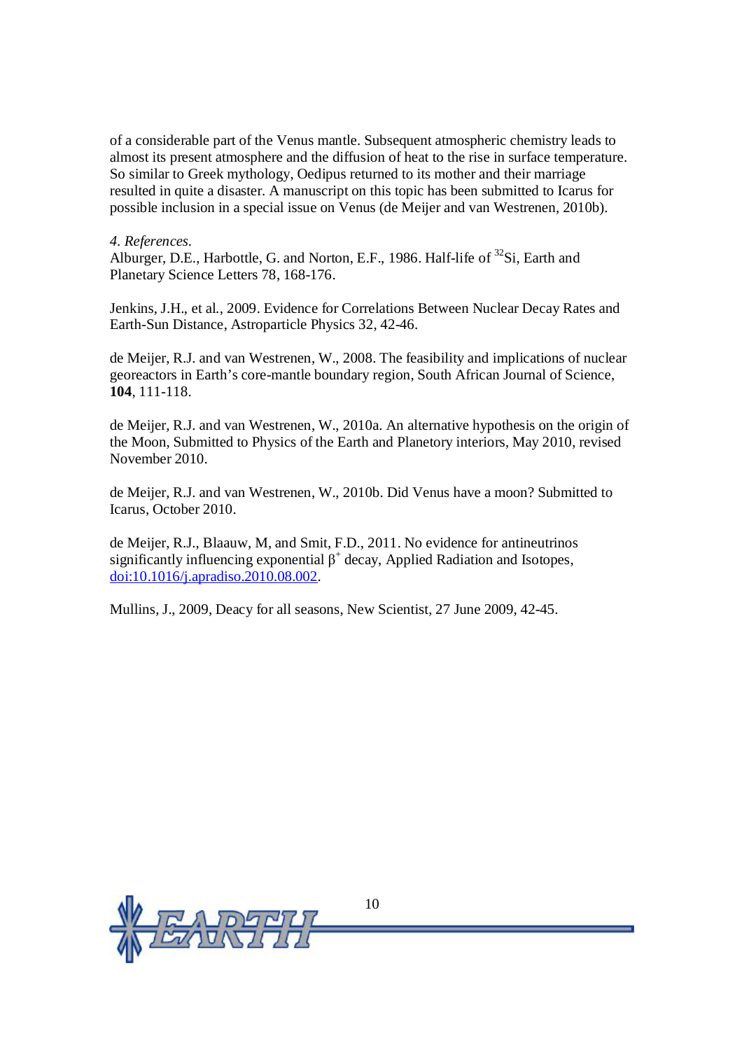of a considerable part of the Venus mantle. Subsequent atmospheric chemistry leads to almost its present atmosphere and the diffusion of heat to the rise in surface temperature. So similar to Greek mythology, Oedipus returned to its mother and their marriage resulted in quite a disaster. A manuscript on this topic has been submitted to Icarus for possible inclusion in a special issue on Venus (de Meijer and van Westrenen, 2010b).

*4. References.*

Alburger, D.E., Harbottle, G. and Norton, E.F., 1986. Half-life of $^{32}$Si, Earth and Planetary Science Letters 78, 168-176.

Jenkins, J.H., et al., 2009. Evidence for Correlations Between Nuclear Decay Rates and Earth-Sun Distance, Astroparticle Physics 32, 42-46.

de Meijer, R.J. and van Westrenen, W., 2008. The feasibility and implications of nuclear georeactors in Earth's core-mantle boundary region, South African Journal of Science, **104**, 111-118.

de Meijer, R.J. and van Westrenen, W., 2010a. An alternative hypothesis on the origin of the Moon, Submitted to Physics of the Earth and Planetory interiors, May 2010, revised November 2010.

de Meijer, R.J. and van Westrenen, W., 2010b. Did Venus have a moon? Submitted to Icarus, October 2010.

de Meijer, R.J., Blaauw, M, and Smit, F.D., 2011. No evidence for antineutrinos significantly influencing exponential $\beta^+$ decay, Applied Radiation and Isotopes, doi:10.1016/j.apradiso.2010.08.002.

Mullins, J., 2009, Deacy for all seasons, New Scientist, 27 June 2009, 42-45.